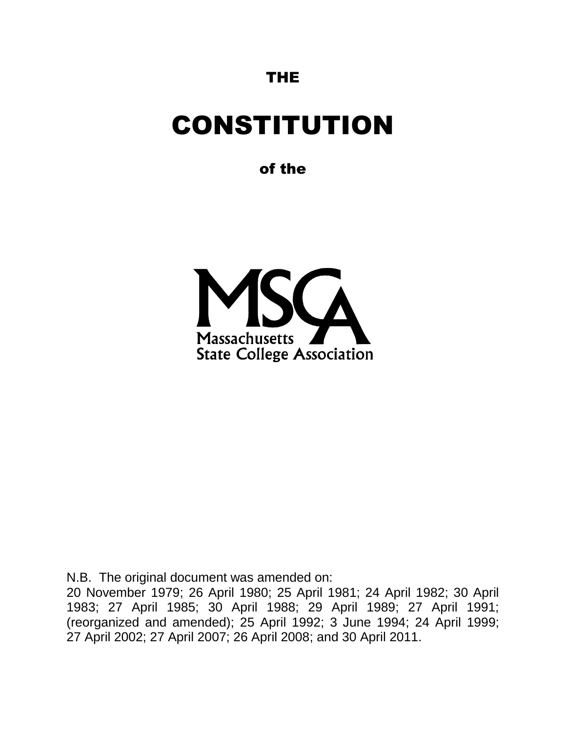# THE

# CONSTITUTION

## of the

MSCA

Massachusetts State College Association

N.B. The original document was amended on:
20 November 1979; 26 April 1980; 25 April 1981; 24 April 1982; 30 April 1983; 27 April 1985; 30 April 1988; 29 April 1989; 27 April 1991; (reorganized and amended); 25 April 1992; 3 June 1994; 24 April 1999; 27 April 2002; 27 April 2007; 26 April 2008; and 30 April 2011.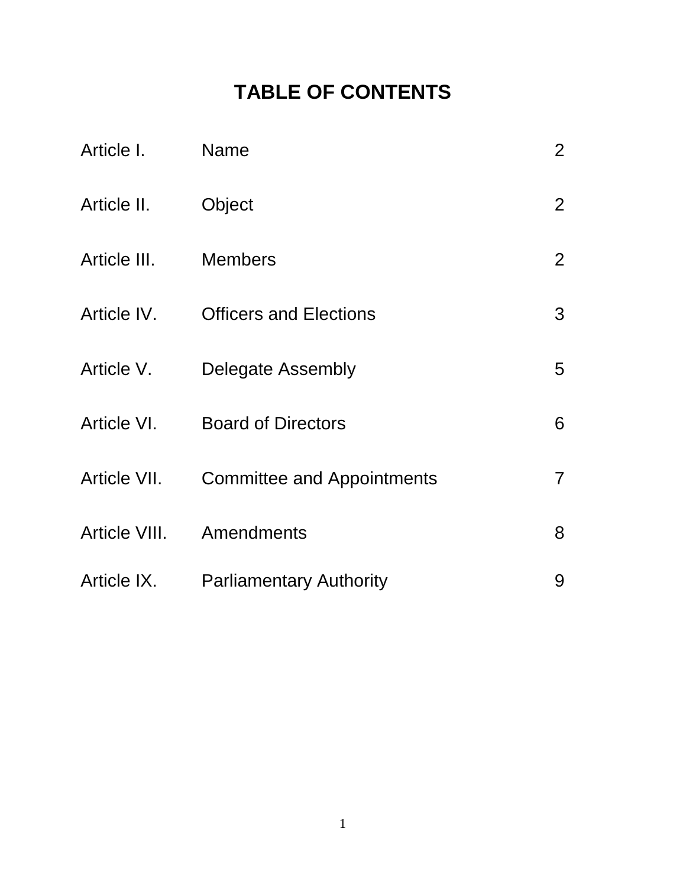# TABLE OF CONTENTS

| | | |
|---|---|---|
| Article I. | Name | 2 |
| Article II. | Object | 2 |
| Article III. | Members | 2 |
| Article IV. | Officers and Elections | 3 |
| Article V. | Delegate Assembly | 5 |
| Article VI. | Board of Directors | 6 |
| Article VII. | Committee and Appointments | 7 |
| Article VIII. | Amendments | 8 |
| Article IX. | Parliamentary Authority | 9 |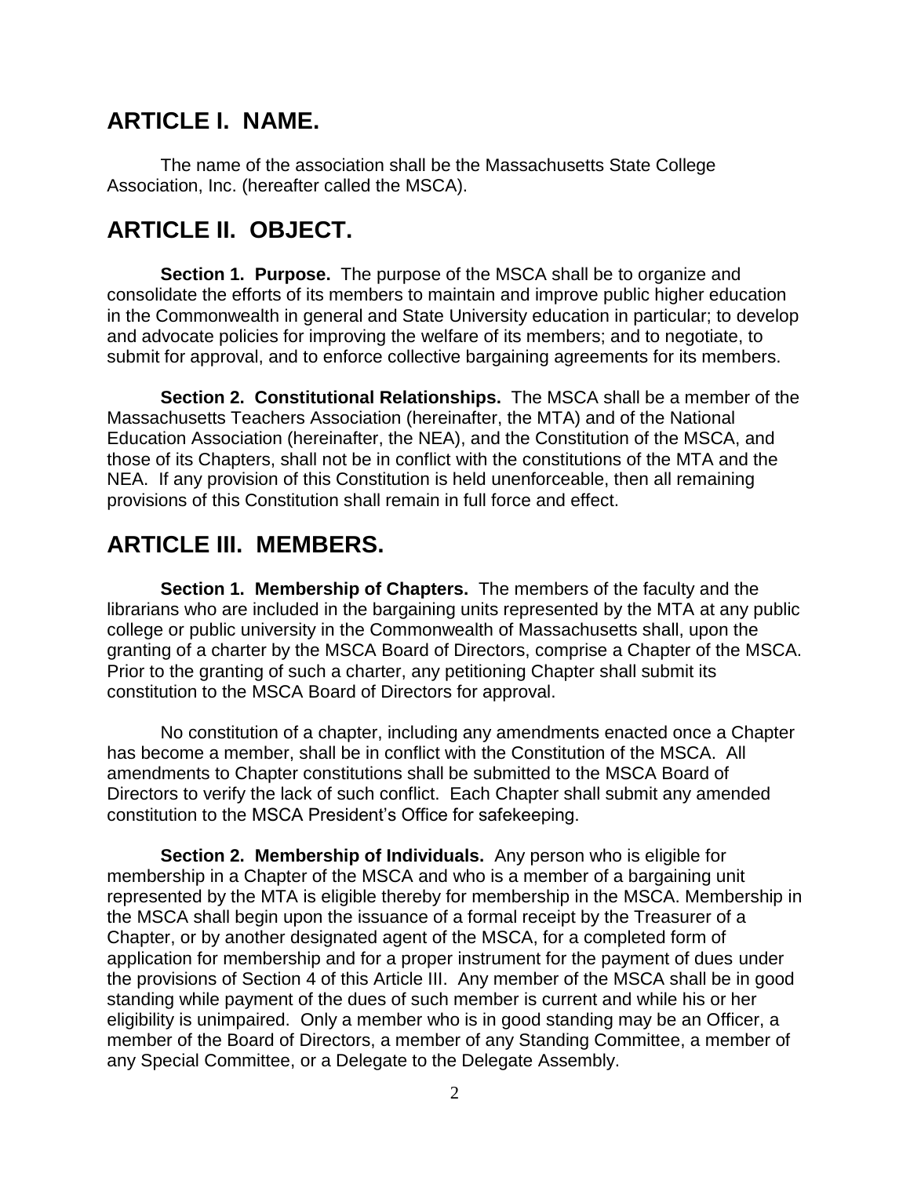## ARTICLE I. NAME.

The name of the association shall be the Massachusetts State College Association, Inc. (hereafter called the MSCA).

## ARTICLE II. OBJECT.

**Section 1. Purpose.** The purpose of the MSCA shall be to organize and consolidate the efforts of its members to maintain and improve public higher education in the Commonwealth in general and State University education in particular; to develop and advocate policies for improving the welfare of its members; and to negotiate, to submit for approval, and to enforce collective bargaining agreements for its members.

**Section 2. Constitutional Relationships.** The MSCA shall be a member of the Massachusetts Teachers Association (hereinafter, the MTA) and of the National Education Association (hereinafter, the NEA), and the Constitution of the MSCA, and those of its Chapters, shall not be in conflict with the constitutions of the MTA and the NEA. If any provision of this Constitution is held unenforceable, then all remaining provisions of this Constitution shall remain in full force and effect.

## ARTICLE III. MEMBERS.

**Section 1. Membership of Chapters.** The members of the faculty and the librarians who are included in the bargaining units represented by the MTA at any public college or public university in the Commonwealth of Massachusetts shall, upon the granting of a charter by the MSCA Board of Directors, comprise a Chapter of the MSCA. Prior to the granting of such a charter, any petitioning Chapter shall submit its constitution to the MSCA Board of Directors for approval.

No constitution of a chapter, including any amendments enacted once a Chapter has become a member, shall be in conflict with the Constitution of the MSCA. All amendments to Chapter constitutions shall be submitted to the MSCA Board of Directors to verify the lack of such conflict. Each Chapter shall submit any amended constitution to the MSCA President's Office for safekeeping.

**Section 2. Membership of Individuals.** Any person who is eligible for membership in a Chapter of the MSCA and who is a member of a bargaining unit represented by the MTA is eligible thereby for membership in the MSCA. Membership in the MSCA shall begin upon the issuance of a formal receipt by the Treasurer of a Chapter, or by another designated agent of the MSCA, for a completed form of application for membership and for a proper instrument for the payment of dues under the provisions of Section 4 of this Article III. Any member of the MSCA shall be in good standing while payment of the dues of such member is current and while his or her eligibility is unimpaired. Only a member who is in good standing may be an Officer, a member of the Board of Directors, a member of any Standing Committee, a member of any Special Committee, or a Delegate to the Delegate Assembly.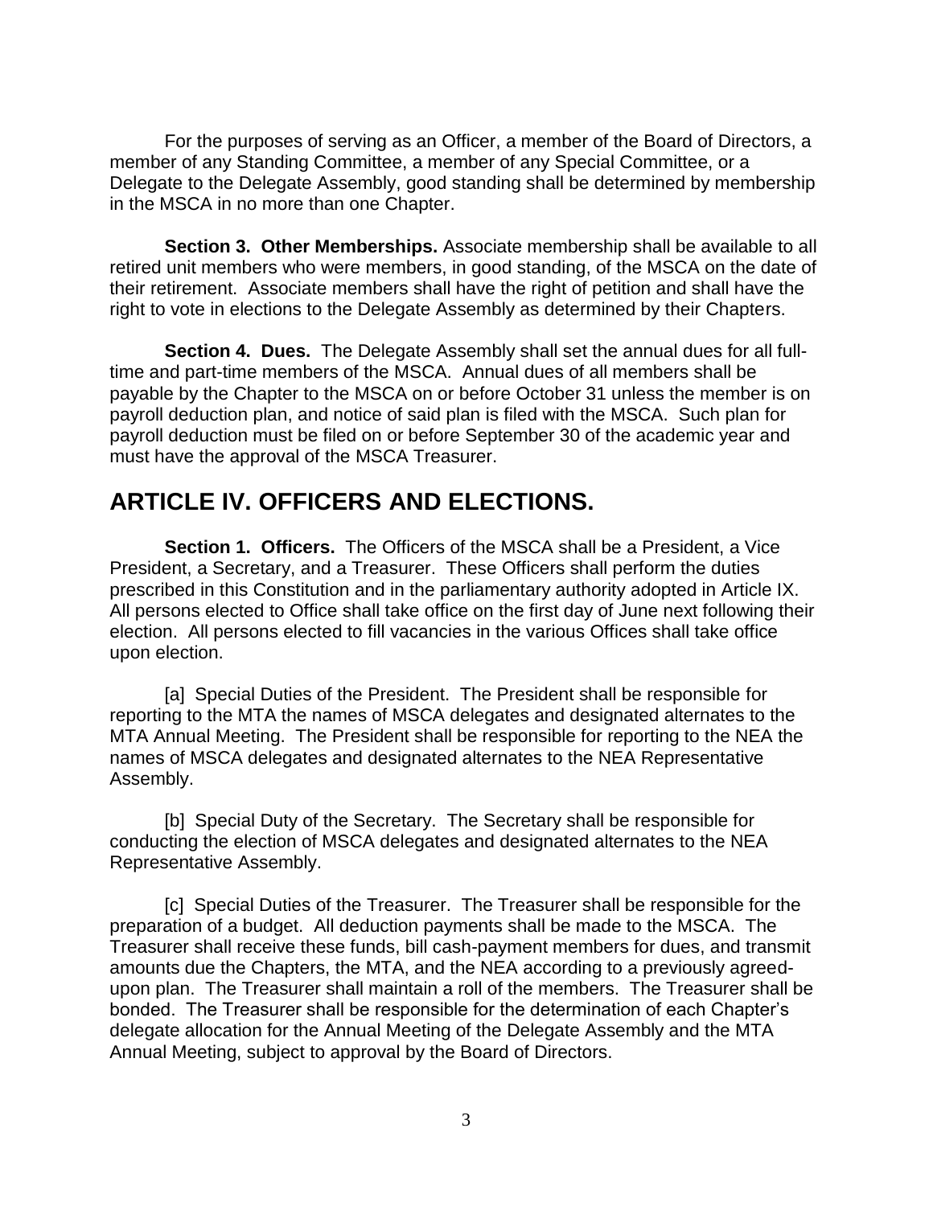For the purposes of serving as an Officer, a member of the Board of Directors, a member of any Standing Committee, a member of any Special Committee, or a Delegate to the Delegate Assembly, good standing shall be determined by membership in the MSCA in no more than one Chapter.

**Section 3. Other Memberships.** Associate membership shall be available to all retired unit members who were members, in good standing, of the MSCA on the date of their retirement. Associate members shall have the right of petition and shall have the right to vote in elections to the Delegate Assembly as determined by their Chapters.

**Section 4. Dues.** The Delegate Assembly shall set the annual dues for all full-time and part-time members of the MSCA. Annual dues of all members shall be payable by the Chapter to the MSCA on or before October 31 unless the member is on payroll deduction plan, and notice of said plan is filed with the MSCA. Such plan for payroll deduction must be filed on or before September 30 of the academic year and must have the approval of the MSCA Treasurer.

## ARTICLE IV. OFFICERS AND ELECTIONS.

**Section 1. Officers.** The Officers of the MSCA shall be a President, a Vice President, a Secretary, and a Treasurer. These Officers shall perform the duties prescribed in this Constitution and in the parliamentary authority adopted in Article IX. All persons elected to Office shall take office on the first day of June next following their election. All persons elected to fill vacancies in the various Offices shall take office upon election.

[a] Special Duties of the President. The President shall be responsible for reporting to the MTA the names of MSCA delegates and designated alternates to the MTA Annual Meeting. The President shall be responsible for reporting to the NEA the names of MSCA delegates and designated alternates to the NEA Representative Assembly.

[b] Special Duty of the Secretary. The Secretary shall be responsible for conducting the election of MSCA delegates and designated alternates to the NEA Representative Assembly.

[c] Special Duties of the Treasurer. The Treasurer shall be responsible for the preparation of a budget. All deduction payments shall be made to the MSCA. The Treasurer shall receive these funds, bill cash-payment members for dues, and transmit amounts due the Chapters, the MTA, and the NEA according to a previously agreed-upon plan. The Treasurer shall maintain a roll of the members. The Treasurer shall be bonded. The Treasurer shall be responsible for the determination of each Chapter's delegate allocation for the Annual Meeting of the Delegate Assembly and the MTA Annual Meeting, subject to approval by the Board of Directors.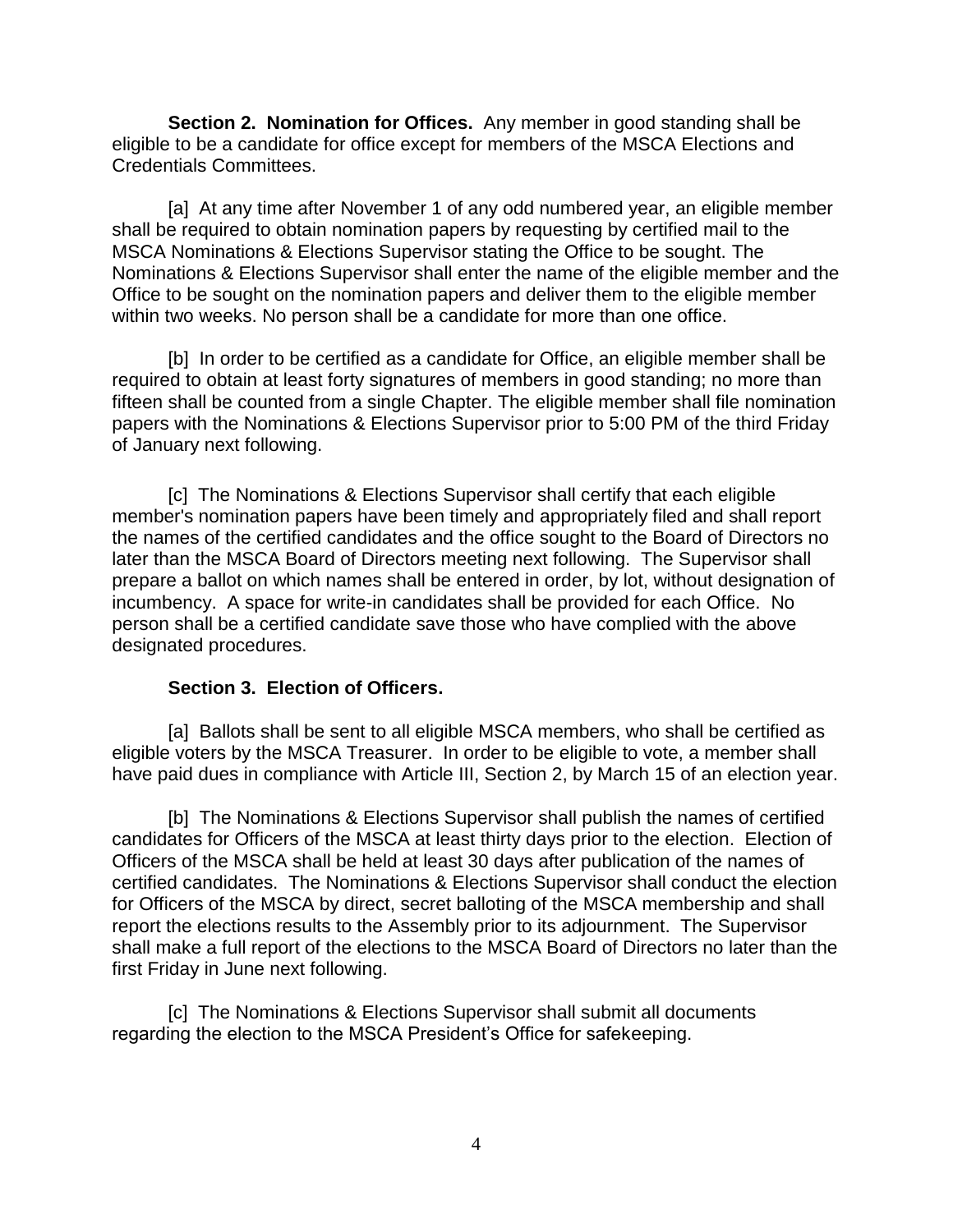**Section 2. Nomination for Offices.** Any member in good standing shall be eligible to be a candidate for office except for members of the MSCA Elections and Credentials Committees.

[a] At any time after November 1 of any odd numbered year, an eligible member shall be required to obtain nomination papers by requesting by certified mail to the MSCA Nominations & Elections Supervisor stating the Office to be sought. The Nominations & Elections Supervisor shall enter the name of the eligible member and the Office to be sought on the nomination papers and deliver them to the eligible member within two weeks. No person shall be a candidate for more than one office.

[b] In order to be certified as a candidate for Office, an eligible member shall be required to obtain at least forty signatures of members in good standing; no more than fifteen shall be counted from a single Chapter. The eligible member shall file nomination papers with the Nominations & Elections Supervisor prior to 5:00 PM of the third Friday of January next following.

[c] The Nominations & Elections Supervisor shall certify that each eligible member's nomination papers have been timely and appropriately filed and shall report the names of the certified candidates and the office sought to the Board of Directors no later than the MSCA Board of Directors meeting next following. The Supervisor shall prepare a ballot on which names shall be entered in order, by lot, without designation of incumbency. A space for write-in candidates shall be provided for each Office. No person shall be a certified candidate save those who have complied with the above designated procedures.

**Section 3. Election of Officers.**

[a] Ballots shall be sent to all eligible MSCA members, who shall be certified as eligible voters by the MSCA Treasurer. In order to be eligible to vote, a member shall have paid dues in compliance with Article III, Section 2, by March 15 of an election year.

[b] The Nominations & Elections Supervisor shall publish the names of certified candidates for Officers of the MSCA at least thirty days prior to the election. Election of Officers of the MSCA shall be held at least 30 days after publication of the names of certified candidates. The Nominations & Elections Supervisor shall conduct the election for Officers of the MSCA by direct, secret balloting of the MSCA membership and shall report the elections results to the Assembly prior to its adjournment. The Supervisor shall make a full report of the elections to the MSCA Board of Directors no later than the first Friday in June next following.

[c] The Nominations & Elections Supervisor shall submit all documents regarding the election to the MSCA President's Office for safekeeping.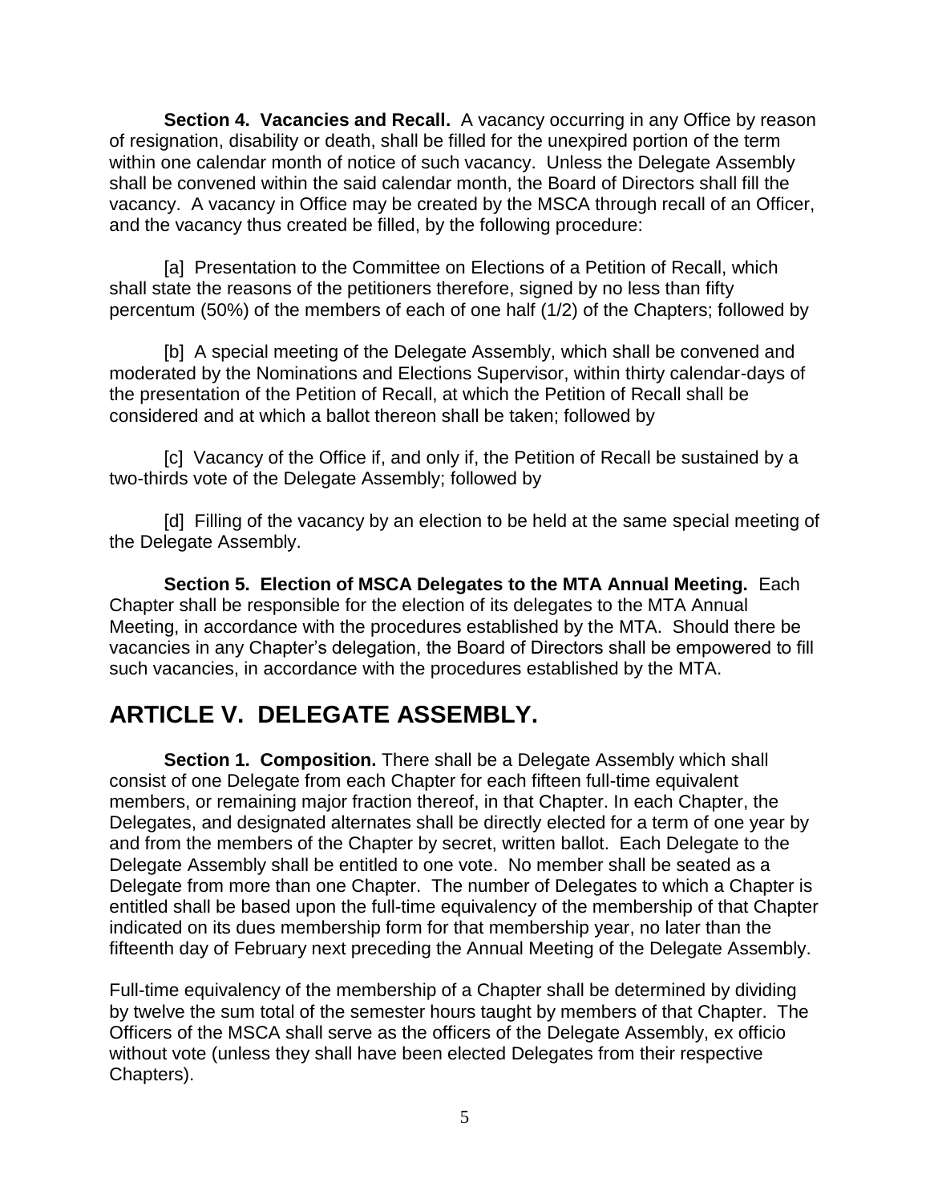**Section 4. Vacancies and Recall.** A vacancy occurring in any Office by reason of resignation, disability or death, shall be filled for the unexpired portion of the term within one calendar month of notice of such vacancy. Unless the Delegate Assembly shall be convened within the said calendar month, the Board of Directors shall fill the vacancy. A vacancy in Office may be created by the MSCA through recall of an Officer, and the vacancy thus created be filled, by the following procedure:

[a] Presentation to the Committee on Elections of a Petition of Recall, which shall state the reasons of the petitioners therefore, signed by no less than fifty percentum (50%) of the members of each of one half (1/2) of the Chapters; followed by

[b] A special meeting of the Delegate Assembly, which shall be convened and moderated by the Nominations and Elections Supervisor, within thirty calendar-days of the presentation of the Petition of Recall, at which the Petition of Recall shall be considered and at which a ballot thereon shall be taken; followed by

[c] Vacancy of the Office if, and only if, the Petition of Recall be sustained by a two-thirds vote of the Delegate Assembly; followed by

[d] Filling of the vacancy by an election to be held at the same special meeting of the Delegate Assembly.

**Section 5. Election of MSCA Delegates to the MTA Annual Meeting.** Each Chapter shall be responsible for the election of its delegates to the MTA Annual Meeting, in accordance with the procedures established by the MTA. Should there be vacancies in any Chapter's delegation, the Board of Directors shall be empowered to fill such vacancies, in accordance with the procedures established by the MTA.

## ARTICLE V. DELEGATE ASSEMBLY.

**Section 1. Composition.** There shall be a Delegate Assembly which shall consist of one Delegate from each Chapter for each fifteen full-time equivalent members, or remaining major fraction thereof, in that Chapter. In each Chapter, the Delegates, and designated alternates shall be directly elected for a term of one year by and from the members of the Chapter by secret, written ballot. Each Delegate to the Delegate Assembly shall be entitled to one vote. No member shall be seated as a Delegate from more than one Chapter. The number of Delegates to which a Chapter is entitled shall be based upon the full-time equivalency of the membership of that Chapter indicated on its dues membership form for that membership year, no later than the fifteenth day of February next preceding the Annual Meeting of the Delegate Assembly.

Full-time equivalency of the membership of a Chapter shall be determined by dividing by twelve the sum total of the semester hours taught by members of that Chapter. The Officers of the MSCA shall serve as the officers of the Delegate Assembly, ex officio without vote (unless they shall have been elected Delegates from their respective Chapters).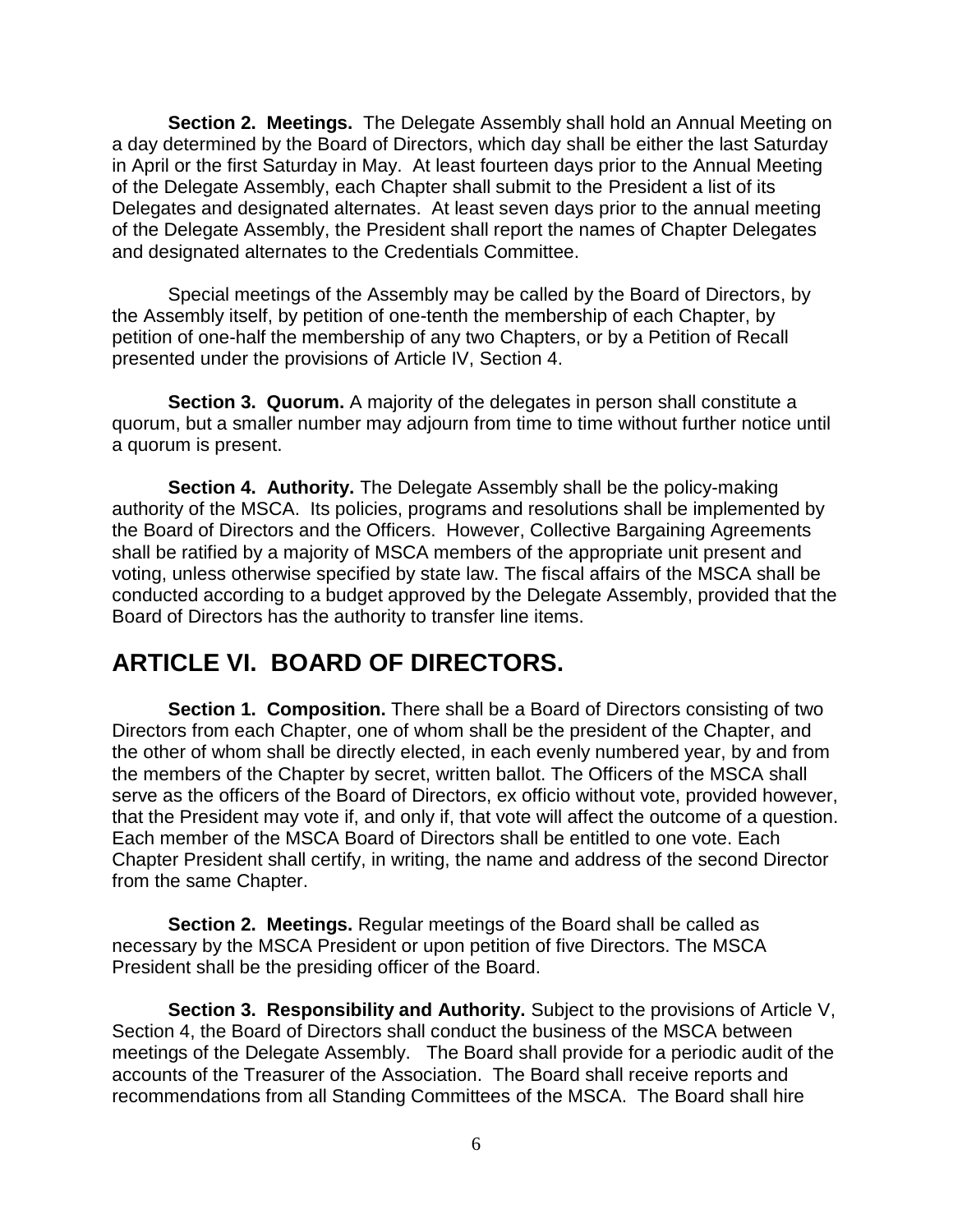**Section 2. Meetings.** The Delegate Assembly shall hold an Annual Meeting on a day determined by the Board of Directors, which day shall be either the last Saturday in April or the first Saturday in May. At least fourteen days prior to the Annual Meeting of the Delegate Assembly, each Chapter shall submit to the President a list of its Delegates and designated alternates. At least seven days prior to the annual meeting of the Delegate Assembly, the President shall report the names of Chapter Delegates and designated alternates to the Credentials Committee.

Special meetings of the Assembly may be called by the Board of Directors, by the Assembly itself, by petition of one-tenth the membership of each Chapter, by petition of one-half the membership of any two Chapters, or by a Petition of Recall presented under the provisions of Article IV, Section 4.

**Section 3. Quorum.** A majority of the delegates in person shall constitute a quorum, but a smaller number may adjourn from time to time without further notice until a quorum is present.

**Section 4. Authority.** The Delegate Assembly shall be the policy-making authority of the MSCA. Its policies, programs and resolutions shall be implemented by the Board of Directors and the Officers. However, Collective Bargaining Agreements shall be ratified by a majority of MSCA members of the appropriate unit present and voting, unless otherwise specified by state law. The fiscal affairs of the MSCA shall be conducted according to a budget approved by the Delegate Assembly, provided that the Board of Directors has the authority to transfer line items.

## ARTICLE VI. BOARD OF DIRECTORS.

**Section 1. Composition.** There shall be a Board of Directors consisting of two Directors from each Chapter, one of whom shall be the president of the Chapter, and the other of whom shall be directly elected, in each evenly numbered year, by and from the members of the Chapter by secret, written ballot. The Officers of the MSCA shall serve as the officers of the Board of Directors, ex officio without vote, provided however, that the President may vote if, and only if, that vote will affect the outcome of a question. Each member of the MSCA Board of Directors shall be entitled to one vote. Each Chapter President shall certify, in writing, the name and address of the second Director from the same Chapter.

**Section 2. Meetings.** Regular meetings of the Board shall be called as necessary by the MSCA President or upon petition of five Directors. The MSCA President shall be the presiding officer of the Board.

**Section 3. Responsibility and Authority.** Subject to the provisions of Article V, Section 4, the Board of Directors shall conduct the business of the MSCA between meetings of the Delegate Assembly. The Board shall provide for a periodic audit of the accounts of the Treasurer of the Association. The Board shall receive reports and recommendations from all Standing Committees of the MSCA. The Board shall hire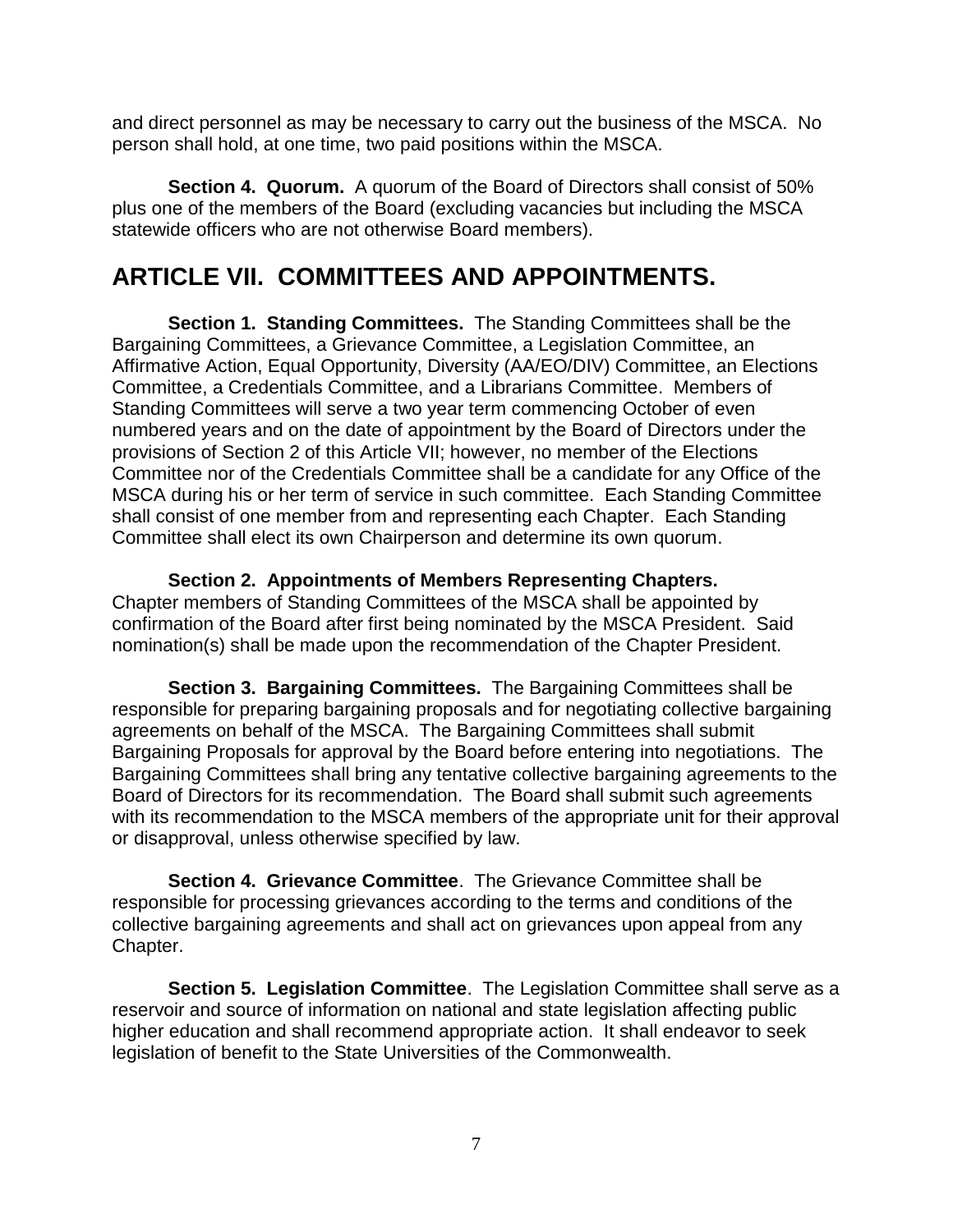and direct personnel as may be necessary to carry out the business of the MSCA. No person shall hold, at one time, two paid positions within the MSCA.

**Section 4. Quorum.** A quorum of the Board of Directors shall consist of 50% plus one of the members of the Board (excluding vacancies but including the MSCA statewide officers who are not otherwise Board members).

## ARTICLE VII. COMMITTEES AND APPOINTMENTS.

**Section 1. Standing Committees.** The Standing Committees shall be the Bargaining Committees, a Grievance Committee, a Legislation Committee, an Affirmative Action, Equal Opportunity, Diversity (AA/EO/DIV) Committee, an Elections Committee, a Credentials Committee, and a Librarians Committee. Members of Standing Committees will serve a two year term commencing October of even numbered years and on the date of appointment by the Board of Directors under the provisions of Section 2 of this Article VII; however, no member of the Elections Committee nor of the Credentials Committee shall be a candidate for any Office of the MSCA during his or her term of service in such committee. Each Standing Committee shall consist of one member from and representing each Chapter. Each Standing Committee shall elect its own Chairperson and determine its own quorum.

**Section 2. Appointments of Members Representing Chapters.** Chapter members of Standing Committees of the MSCA shall be appointed by confirmation of the Board after first being nominated by the MSCA President. Said nomination(s) shall be made upon the recommendation of the Chapter President.

**Section 3. Bargaining Committees.** The Bargaining Committees shall be responsible for preparing bargaining proposals and for negotiating collective bargaining agreements on behalf of the MSCA. The Bargaining Committees shall submit Bargaining Proposals for approval by the Board before entering into negotiations. The Bargaining Committees shall bring any tentative collective bargaining agreements to the Board of Directors for its recommendation. The Board shall submit such agreements with its recommendation to the MSCA members of the appropriate unit for their approval or disapproval, unless otherwise specified by law.

**Section 4. Grievance Committee**. The Grievance Committee shall be responsible for processing grievances according to the terms and conditions of the collective bargaining agreements and shall act on grievances upon appeal from any Chapter.

**Section 5. Legislation Committee**. The Legislation Committee shall serve as a reservoir and source of information on national and state legislation affecting public higher education and shall recommend appropriate action. It shall endeavor to seek legislation of benefit to the State Universities of the Commonwealth.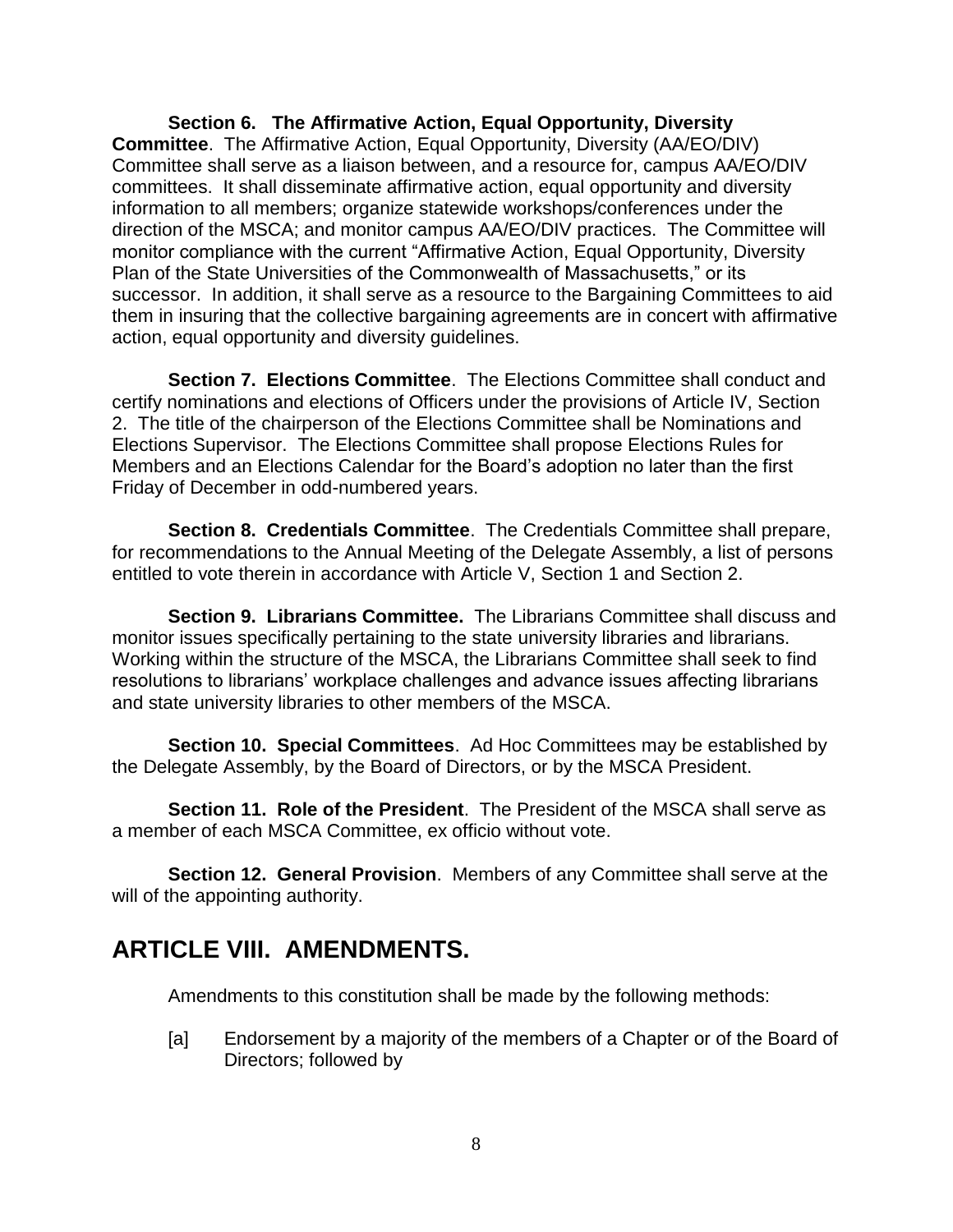**Section 6. The Affirmative Action, Equal Opportunity, Diversity Committee**. The Affirmative Action, Equal Opportunity, Diversity (AA/EO/DIV) Committee shall serve as a liaison between, and a resource for, campus AA/EO/DIV committees. It shall disseminate affirmative action, equal opportunity and diversity information to all members; organize statewide workshops/conferences under the direction of the MSCA; and monitor campus AA/EO/DIV practices. The Committee will monitor compliance with the current "Affirmative Action, Equal Opportunity, Diversity Plan of the State Universities of the Commonwealth of Massachusetts," or its successor. In addition, it shall serve as a resource to the Bargaining Committees to aid them in insuring that the collective bargaining agreements are in concert with affirmative action, equal opportunity and diversity guidelines.

**Section 7. Elections Committee**. The Elections Committee shall conduct and certify nominations and elections of Officers under the provisions of Article IV, Section 2. The title of the chairperson of the Elections Committee shall be Nominations and Elections Supervisor. The Elections Committee shall propose Elections Rules for Members and an Elections Calendar for the Board's adoption no later than the first Friday of December in odd-numbered years.

**Section 8. Credentials Committee**. The Credentials Committee shall prepare, for recommendations to the Annual Meeting of the Delegate Assembly, a list of persons entitled to vote therein in accordance with Article V, Section 1 and Section 2.

**Section 9. Librarians Committee.** The Librarians Committee shall discuss and monitor issues specifically pertaining to the state university libraries and librarians. Working within the structure of the MSCA, the Librarians Committee shall seek to find resolutions to librarians' workplace challenges and advance issues affecting librarians and state university libraries to other members of the MSCA.

**Section 10. Special Committees**. Ad Hoc Committees may be established by the Delegate Assembly, by the Board of Directors, or by the MSCA President.

**Section 11. Role of the President**. The President of the MSCA shall serve as a member of each MSCA Committee, ex officio without vote.

**Section 12. General Provision**. Members of any Committee shall serve at the will of the appointing authority.

## ARTICLE VIII. AMENDMENTS.

Amendments to this constitution shall be made by the following methods:

[a] Endorsement by a majority of the members of a Chapter or of the Board of Directors; followed by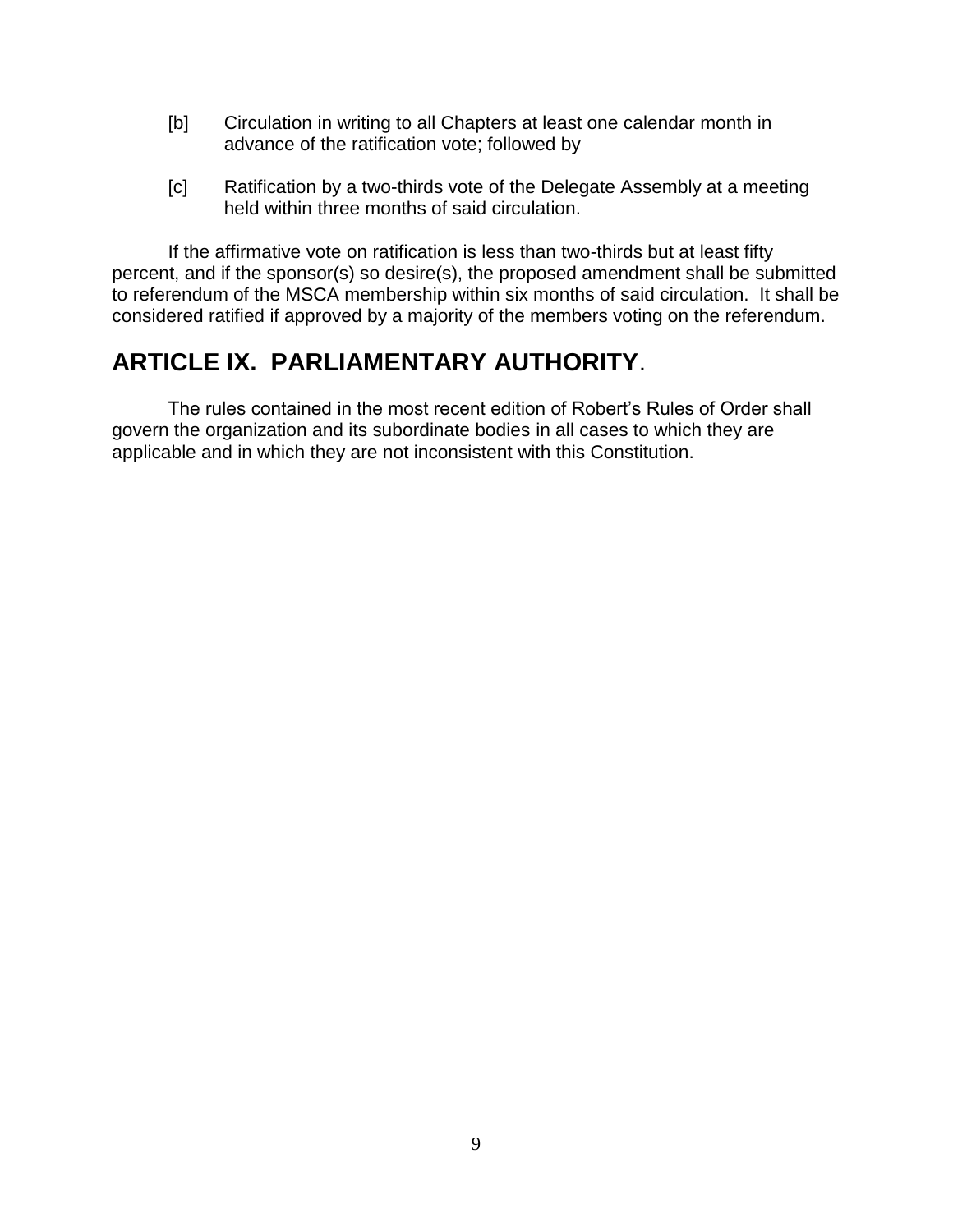[b] Circulation in writing to all Chapters at least one calendar month in advance of the ratification vote; followed by

[c] Ratification by a two-thirds vote of the Delegate Assembly at a meeting held within three months of said circulation.

If the affirmative vote on ratification is less than two-thirds but at least fifty percent, and if the sponsor(s) so desire(s), the proposed amendment shall be submitted to referendum of the MSCA membership within six months of said circulation. It shall be considered ratified if approved by a majority of the members voting on the referendum.

## ARTICLE IX. PARLIAMENTARY AUTHORITY.

The rules contained in the most recent edition of Robert's Rules of Order shall govern the organization and its subordinate bodies in all cases to which they are applicable and in which they are not inconsistent with this Constitution.